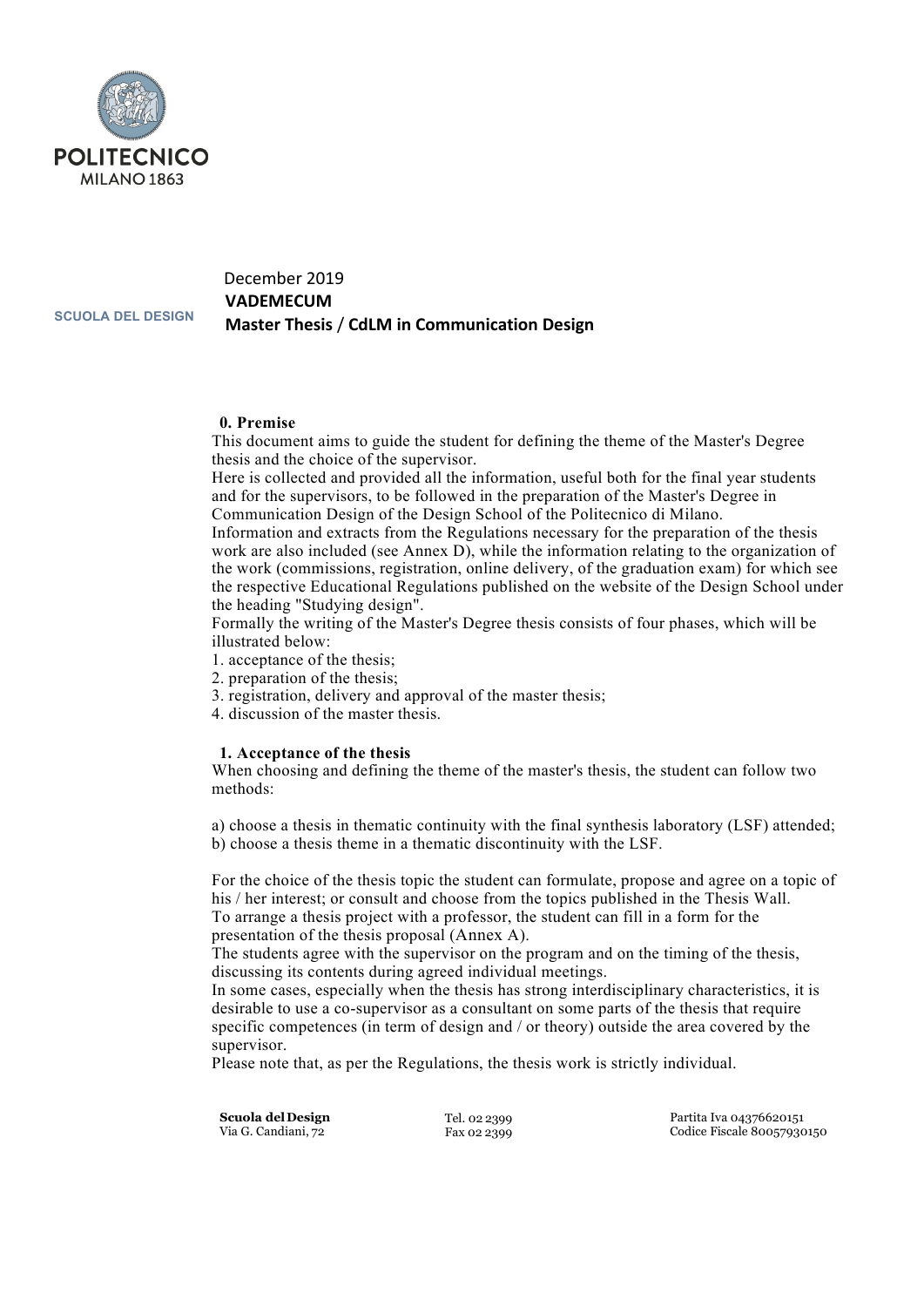POLITECNICO MILANO 1863

SCUOLA DEL DESIGN

December 2019

**VADEMECUM**

**Master Thesis / CdLM in Communication Design**

## 0. Premise

This document aims to guide the student for defining the theme of the Master's Degree thesis and the choice of the supervisor.

Here is collected and provided all the information, useful both for the final year students and for the supervisors, to be followed in the preparation of the Master's Degree in Communication Design of the Design School of the Politecnico di Milano.

Information and extracts from the Regulations necessary for the preparation of the thesis work are also included (see Annex D), while the information relating to the organization of the work (commissions, registration, online delivery, of the graduation exam) for which see the respective Educational Regulations published on the website of the Design School under the heading "Studying design".

Formally the writing of the Master's Degree thesis consists of four phases, which will be illustrated below:

1. acceptance of the thesis;
2. preparation of the thesis;
3. registration, delivery and approval of the master thesis;
4. discussion of the master thesis.

## 1. Acceptance of the thesis

When choosing and defining the theme of the master's thesis, the student can follow two methods:

a) choose a thesis in thematic continuity with the final synthesis laboratory (LSF) attended;
b) choose a thesis theme in a thematic discontinuity with the LSF.

For the choice of the thesis topic the student can formulate, propose and agree on a topic of his / her interest; or consult and choose from the topics published in the Thesis Wall.

To arrange a thesis project with a professor, the student can fill in a form for the presentation of the thesis proposal (Annex A).

The students agree with the supervisor on the program and on the timing of the thesis, discussing its contents during agreed individual meetings.

In some cases, especially when the thesis has strong interdisciplinary characteristics, it is desirable to use a co-supervisor as a consultant on some parts of the thesis that require specific competences (in term of design and / or theory) outside the area covered by the supervisor.

Please note that, as per the Regulations, the thesis work is strictly individual.

**Scuola del Design**
Via G. Candiani, 72

Tel. 02 2399
Fax 02 2399

Partita Iva 04376620151
Codice Fiscale 80057930150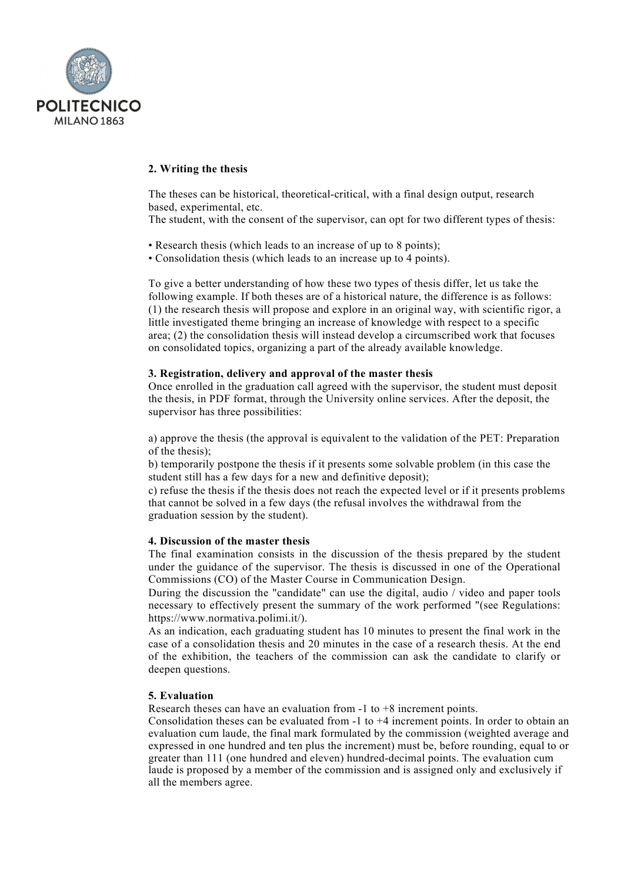## 2. Writing the thesis

The theses can be historical, theoretical-critical, with a final design output, research based, experimental, etc.
The student, with the consent of the supervisor, can opt for two different types of thesis:

- Research thesis (which leads to an increase of up to 8 points);
- Consolidation thesis (which leads to an increase up to 4 points).

To give a better understanding of how these two types of thesis differ, let us take the following example. If both theses are of a historical nature, the difference is as follows: (1) the research thesis will propose and explore in an original way, with scientific rigor, a little investigated theme bringing an increase of knowledge with respect to a specific area; (2) the consolidation thesis will instead develop a circumscribed work that focuses on consolidated topics, organizing a part of the already available knowledge.

## 3. Registration, delivery and approval of the master thesis

Once enrolled in the graduation call agreed with the supervisor, the student must deposit the thesis, in PDF format, through the University online services. After the deposit, the supervisor has three possibilities:

a) approve the thesis (the approval is equivalent to the validation of the PET: Preparation of the thesis);
b) temporarily postpone the thesis if it presents some solvable problem (in this case the student still has a few days for a new and definitive deposit);
c) refuse the thesis if the thesis does not reach the expected level or if it presents problems that cannot be solved in a few days (the refusal involves the withdrawal from the graduation session by the student).

## 4. Discussion of the master thesis

The final examination consists in the discussion of the thesis prepared by the student under the guidance of the supervisor. The thesis is discussed in one of the Operational Commissions (CO) of the Master Course in Communication Design.
During the discussion the "candidate" can use the digital, audio / video and paper tools necessary to effectively present the summary of the work performed "(see Regulations: https://www.normativa.polimi.it/).
As an indication, each graduating student has 10 minutes to present the final work in the case of a consolidation thesis and 20 minutes in the case of a research thesis. At the end of the exhibition, the teachers of the commission can ask the candidate to clarify or deepen questions.

## 5. Evaluation

Research theses can have an evaluation from -1 to +8 increment points.
Consolidation theses can be evaluated from -1 to +4 increment points. In order to obtain an evaluation cum laude, the final mark formulated by the commission (weighted average and expressed in one hundred and ten plus the increment) must be, before rounding, equal to or greater than 111 (one hundred and eleven) hundred-decimal points. The evaluation cum laude is proposed by a member of the commission and is assigned only and exclusively if all the members agree.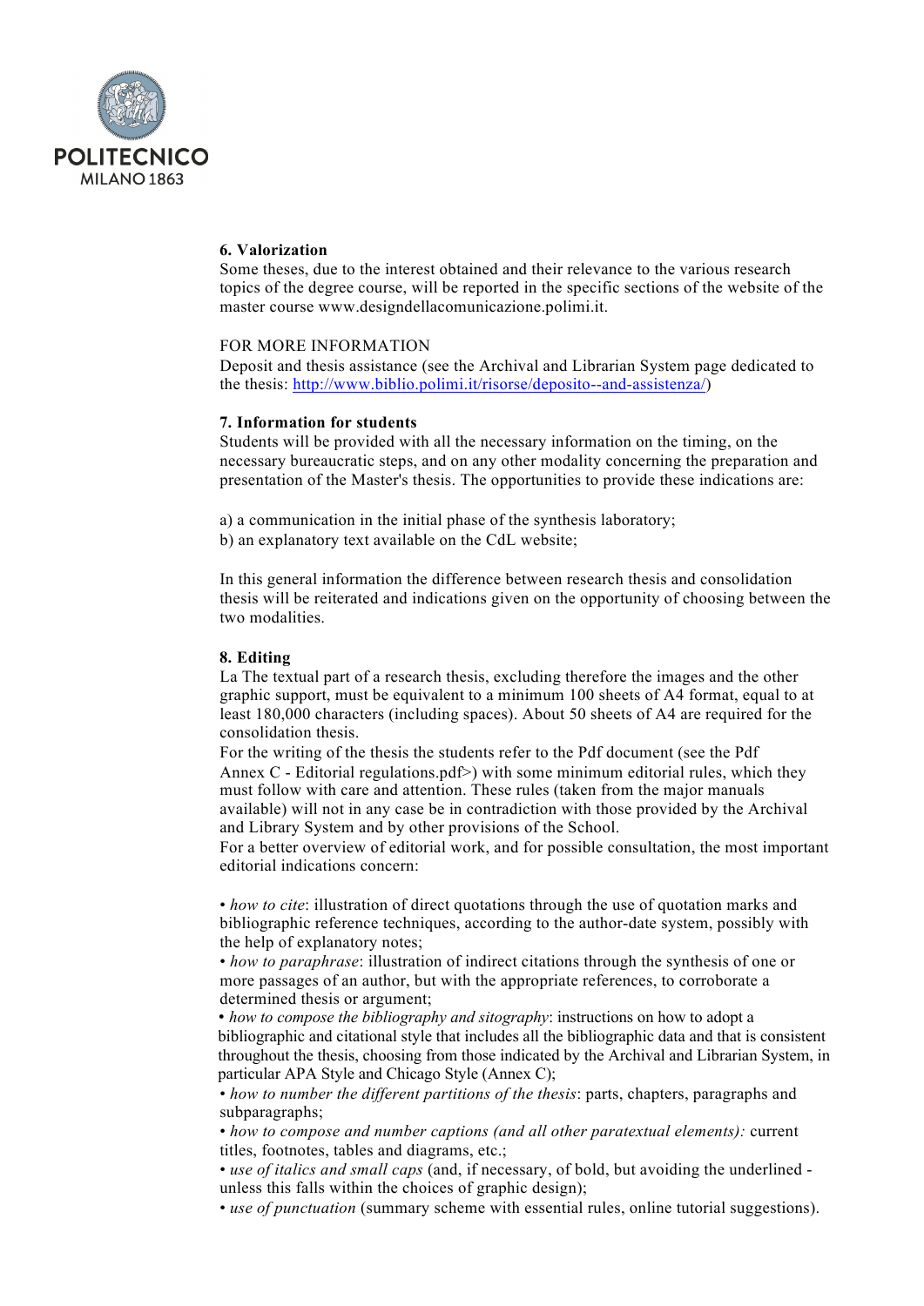**6. Valorization**

Some theses, due to the interest obtained and their relevance to the various research topics of the degree course, will be reported in the specific sections of the website of the master course www.designdellacomunicazione.polimi.it.

FOR MORE INFORMATION

Deposit and thesis assistance (see the Archival and Librarian System page dedicated to the thesis: [http://www.biblio.polimi.it/risorse/deposito--and-assistenza/](http://www.biblio.polimi.it/risorse/deposito--and-assistenza/))

**7. Information for students**

Students will be provided with all the necessary information on the timing, on the necessary bureaucratic steps, and on any other modality concerning the preparation and presentation of the Master's thesis. The opportunities to provide these indications are:

a) a communication in the initial phase of the synthesis laboratory;
b) an explanatory text available on the CdL website;

In this general information the difference between research thesis and consolidation thesis will be reiterated and indications given on the opportunity of choosing between the two modalities.

**8. Editing**

La The textual part of a research thesis, excluding therefore the images and the other graphic support, must be equivalent to a minimum 100 sheets of A4 format, equal to at least 180,000 characters (including spaces). About 50 sheets of A4 are required for the consolidation thesis.

For the writing of the thesis the students refer to the Pdf document (see the Pdf Annex C - Editorial regulations.pdf>) with some minimum editorial rules, which they must follow with care and attention. These rules (taken from the major manuals available) will not in any case be in contradiction with those provided by the Archival and Library System and by other provisions of the School.

For a better overview of editorial work, and for possible consultation, the most important editorial indications concern:

• *how to cite*: illustration of direct quotations through the use of quotation marks and bibliographic reference techniques, according to the author-date system, possibly with the help of explanatory notes;
• *how to paraphrase*: illustration of indirect citations through the synthesis of one or more passages of an author, but with the appropriate references, to corroborate a determined thesis or argument;
• *how to compose the bibliography and sitography*: instructions on how to adopt a bibliographic and citational style that includes all the bibliographic data and that is consistent throughout the thesis, choosing from those indicated by the Archival and Librarian System, in particular APA Style and Chicago Style (Annex C);
• *how to number the different partitions of the thesis*: parts, chapters, paragraphs and subparagraphs;
• *how to compose and number captions (and all other paratextual elements):* current titles, footnotes, tables and diagrams, etc.;
• *use of italics and small caps* (and, if necessary, of bold, but avoiding the underlined - unless this falls within the choices of graphic design);
• *use of punctuation* (summary scheme with essential rules, online tutorial suggestions).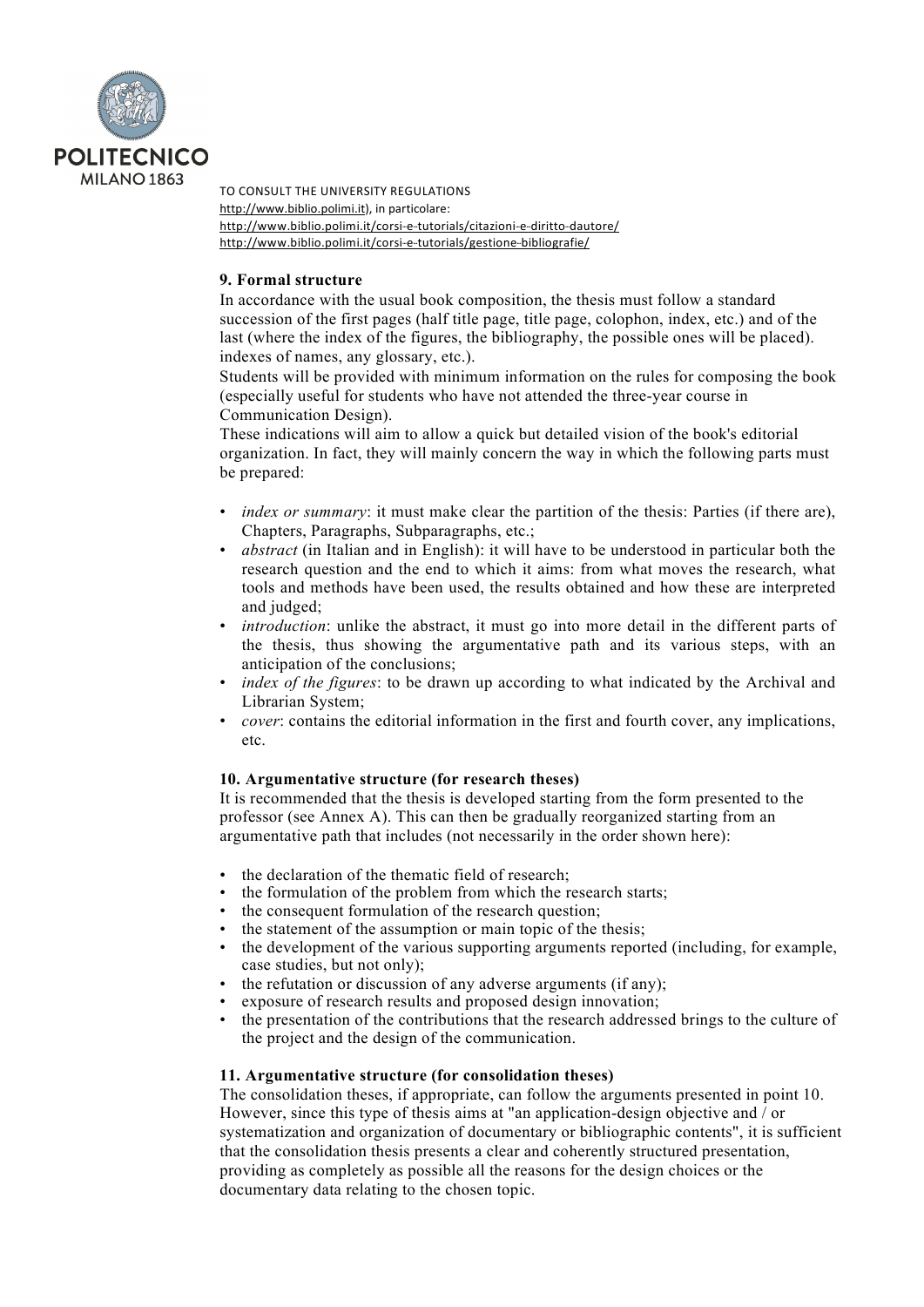TO CONSULT THE UNIVERSITY REGULATIONS
http://www.biblio.polimi.it), in particolare:
http://www.biblio.polimi.it/corsi-e-tutorials/citazioni-e-diritto-dautore/
http://www.biblio.polimi.it/corsi-e-tutorials/gestione-bibliografie/

**9. Formal structure**

In accordance with the usual book composition, the thesis must follow a standard succession of the first pages (half title page, title page, colophon, index, etc.) and of the last (where the index of the figures, the bibliography, the possible ones will be placed). indexes of names, any glossary, etc.).

Students will be provided with minimum information on the rules for composing the book (especially useful for students who have not attended the three-year course in Communication Design).

These indications will aim to allow a quick but detailed vision of the book's editorial organization. In fact, they will mainly concern the way in which the following parts must be prepared:

- *index or summary*: it must make clear the partition of the thesis: Parties (if there are), Chapters, Paragraphs, Subparagraphs, etc.;
- *abstract* (in Italian and in English): it will have to be understood in particular both the research question and the end to which it aims: from what moves the research, what tools and methods have been used, the results obtained and how these are interpreted and judged;
- *introduction*: unlike the abstract, it must go into more detail in the different parts of the thesis, thus showing the argumentative path and its various steps, with an anticipation of the conclusions;
- *index of the figures*: to be drawn up according to what indicated by the Archival and Librarian System;
- *cover*: contains the editorial information in the first and fourth cover, any implications, etc.

**10. Argumentative structure (for research theses)**

It is recommended that the thesis is developed starting from the form presented to the professor (see Annex A). This can then be gradually reorganized starting from an argumentative path that includes (not necessarily in the order shown here):

- the declaration of the thematic field of research;
- the formulation of the problem from which the research starts;
- the consequent formulation of the research question;
- the statement of the assumption or main topic of the thesis;
- the development of the various supporting arguments reported (including, for example, case studies, but not only);
- the refutation or discussion of any adverse arguments (if any);
- exposure of research results and proposed design innovation;
- the presentation of the contributions that the research addressed brings to the culture of the project and the design of the communication.

**11. Argumentative structure (for consolidation theses)**

The consolidation theses, if appropriate, can follow the arguments presented in point 10. However, since this type of thesis aims at "an application-design objective and / or systematization and organization of documentary or bibliographic contents", it is sufficient that the consolidation thesis presents a clear and coherently structured presentation, providing as completely as possible all the reasons for the design choices or the documentary data relating to the chosen topic.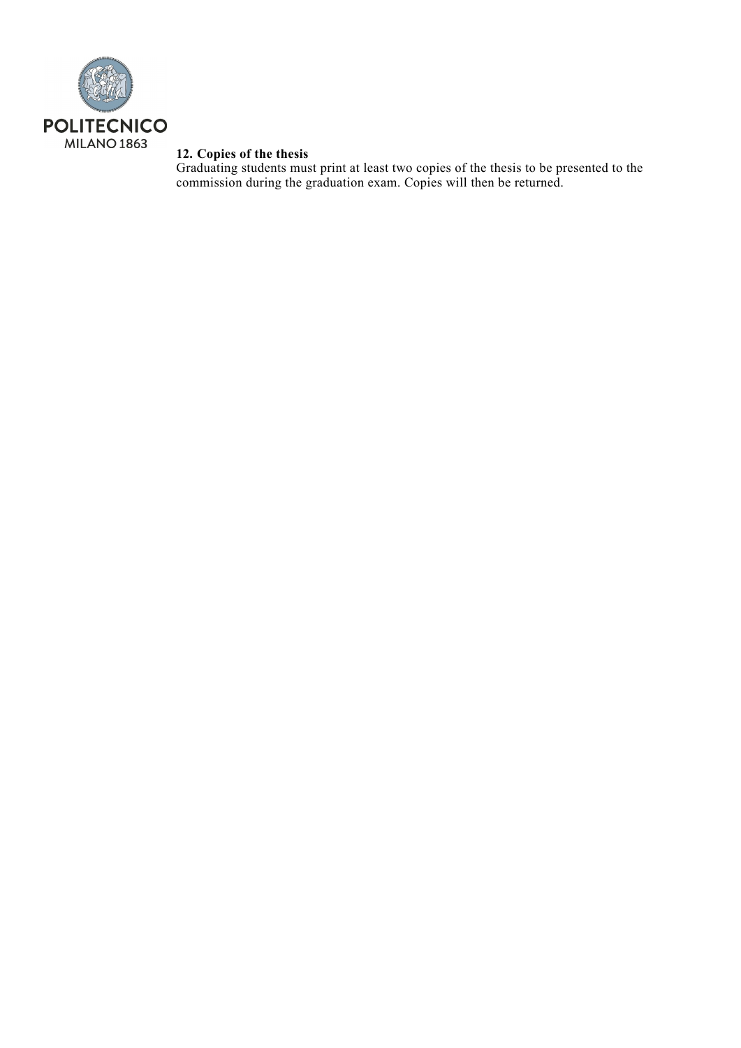**12. Copies of the thesis**

Graduating students must print at least two copies of the thesis to be presented to the commission during the graduation exam. Copies will then be returned.